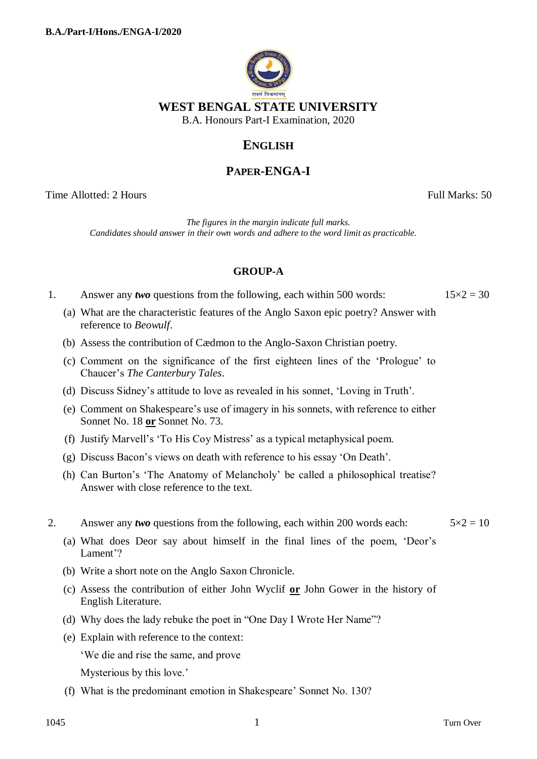B.A./Part-I/Hons./ENGA-I/2020

# WEST BENGAL STATE UNIVERSITY

B.A. Honours Part-I Examination, 2020

## ENGLISH

## PAPER-ENGA-I

Time Allotted: 2 Hours Full Marks: 50

*The figures in the margin indicate full marks.*
*Candidates should answer in their own words and adhere to the word limit as practicable.*

### GROUP-A

1. Answer any ***two*** questions from the following, each within 500 words: 15×2 = 30

   (a) What are the characteristic features of the Anglo Saxon epic poetry? Answer with reference to *Beowulf*.

   (b) Assess the contribution of Cædmon to the Anglo-Saxon Christian poetry.

   (c) Comment on the significance of the first eighteen lines of the 'Prologue' to Chaucer's *The Canterbury Tales*.

   (d) Discuss Sidney's attitude to love as revealed in his sonnet, 'Loving in Truth'.

   (e) Comment on Shakespeare's use of imagery in his sonnets, with reference to either Sonnet No. 18 **or** Sonnet No. 73.

   (f) Justify Marvell's 'To His Coy Mistress' as a typical metaphysical poem.

   (g) Discuss Bacon's views on death with reference to his essay 'On Death'.

   (h) Can Burton's 'The Anatomy of Melancholy' be called a philosophical treatise? Answer with close reference to the text.

2. Answer any ***two*** questions from the following, each within 200 words each: 5×2 = 10

   (a) What does Deor say about himself in the final lines of the poem, 'Deor's Lament'?

   (b) Write a short note on the Anglo Saxon Chronicle.

   (c) Assess the contribution of either John Wyclif **or** John Gower in the history of English Literature.

   (d) Why does the lady rebuke the poet in "One Day I Wrote Her Name"?

   (e) Explain with reference to the context:

   'We die and rise the same, and prove
   Mysterious by this love.'

   (f) What is the predominant emotion in Shakespeare' Sonnet No. 130?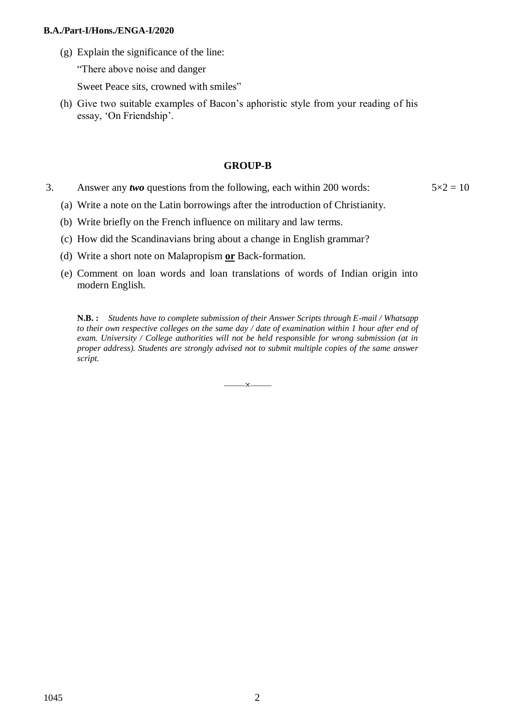(g) Explain the significance of the line:

"There above noise and danger

Sweet Peace sits, crowned with smiles"

(h) Give two suitable examples of Bacon's aphoristic style from your reading of his essay, 'On Friendship'.

## GROUP-B

3. Answer any ***two*** questions from the following, each within 200 words: $5 \times 2 = 10$

(a) Write a note on the Latin borrowings after the introduction of Christianity.

(b) Write briefly on the French influence on military and law terms.

(c) How did the Scandinavians bring about a change in English grammar?

(d) Write a short note on Malapropism **or** Back-formation.

(e) Comment on loan words and loan translations of words of Indian origin into modern English.

**N.B. :** *Students have to complete submission of their Answer Scripts through E-mail / Whatsapp to their own respective colleges on the same day / date of examination within 1 hour after end of exam. University / College authorities will not be held responsible for wrong submission (at in proper address). Students are strongly advised not to submit multiple copies of the same answer script.*

——×——